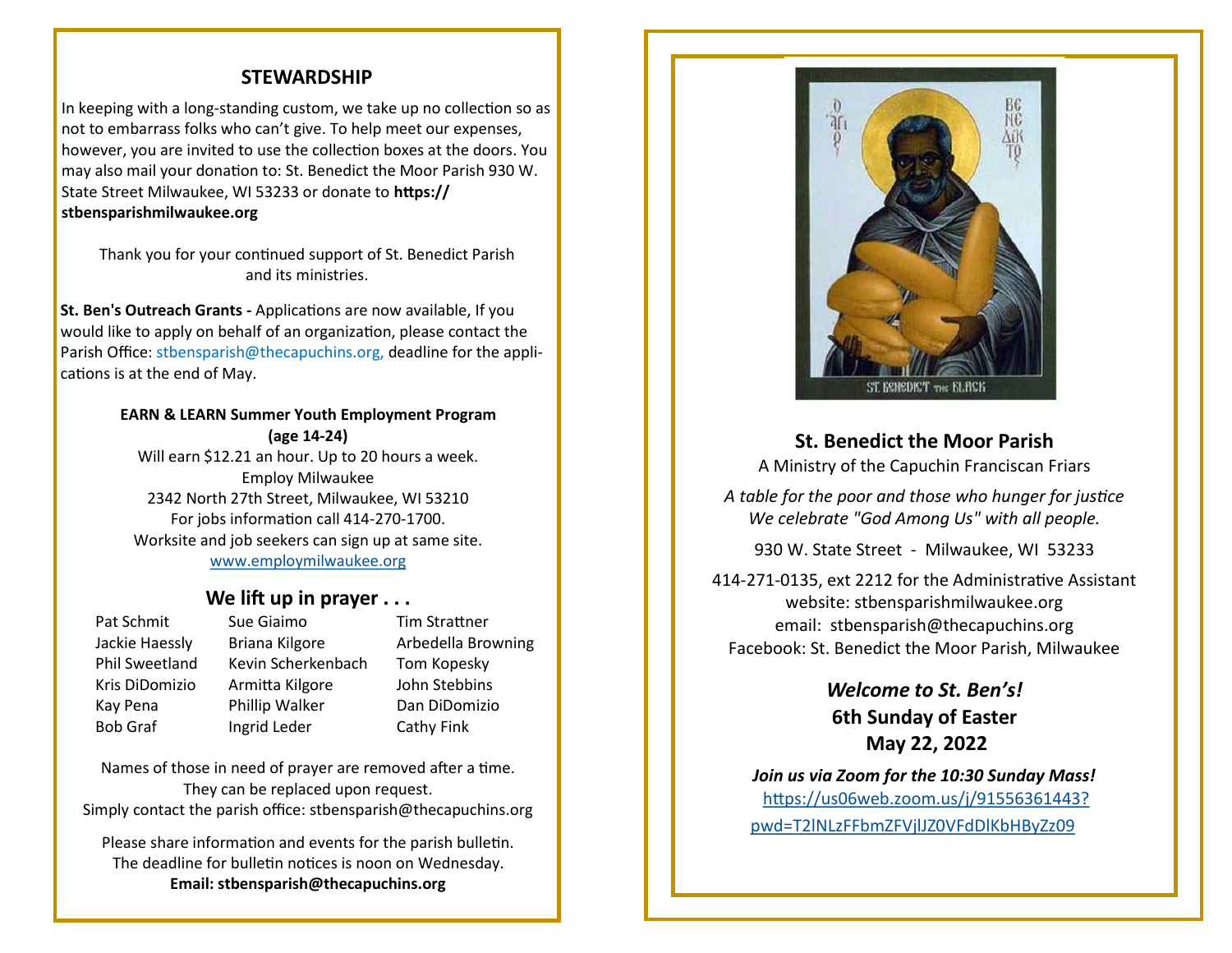## STEWARDSHIP

In keeping with a long-standing custom, we take up no collection so as not to embarrass folks who can't give. To help meet our expenses, however, you are invited to use the collection boxes at the doors. You may also mail your donation to: St. Benedict the Moor Parish 930 W. State Street Milwaukee, WI 53233 or donate to **https://stbensparishmilwaukee.org**

Thank you for your continued support of St. Benedict Parish and its ministries.

**St. Ben's Outreach Grants -** Applications are now available, If you would like to apply on behalf of an organization, please contact the Parish Office: stbensparish@thecapuchins.org, deadline for the applications is at the end of May.

**EARN & LEARN Summer Youth Employment Program (age 14-24)**

Will earn $12.21 an hour. Up to 20 hours a week.
Employ Milwaukee
2342 North 27th Street, Milwaukee, WI 53210
For jobs information call 414-270-1700.
Worksite and job seekers can sign up at same site.
www.employmilwaukee.org

## We lift up in prayer . . .

| | | |
|---|---|---|
| Pat Schmit | Sue Giaimo | Tim Strattner |
| Jackie Haessly | Briana Kilgore | Arbedella Browning |
| Phil Sweetland | Kevin Scherkenbach | Tom Kopesky |
| Kris DiDomizio | Armitta Kilgore | John Stebbins |
| Kay Pena | Phillip Walker | Dan DiDomizio |
| Bob Graf | Ingrid Leder | Cathy Fink |

Names of those in need of prayer are removed after a time. They can be replaced upon request. Simply contact the parish office: stbensparish@thecapuchins.org

Please share information and events for the parish bulletin. The deadline for bulletin notices is noon on Wednesday.
**Email: stbensparish@thecapuchins.org**

## St. Benedict the Moor Parish

A Ministry of the Capuchin Franciscan Friars

*A table for the poor and those who hunger for justice*
*We celebrate "God Among Us" with all people.*

930 W. State Street - Milwaukee, WI 53233

414-271-0135, ext 2212 for the Administrative Assistant
website: stbensparishmilwaukee.org
email: stbensparish@thecapuchins.org
Facebook: St. Benedict the Moor Parish, Milwaukee

***Welcome to St. Ben's!***
**6th Sunday of Easter**
**May 22, 2022**

***Join us via Zoom for the 10:30 Sunday Mass!***
https://us06web.zoom.us/j/91556361443?pwd=T2lNLzFFbmZFVjlJZ0VFdDlKbHByZz09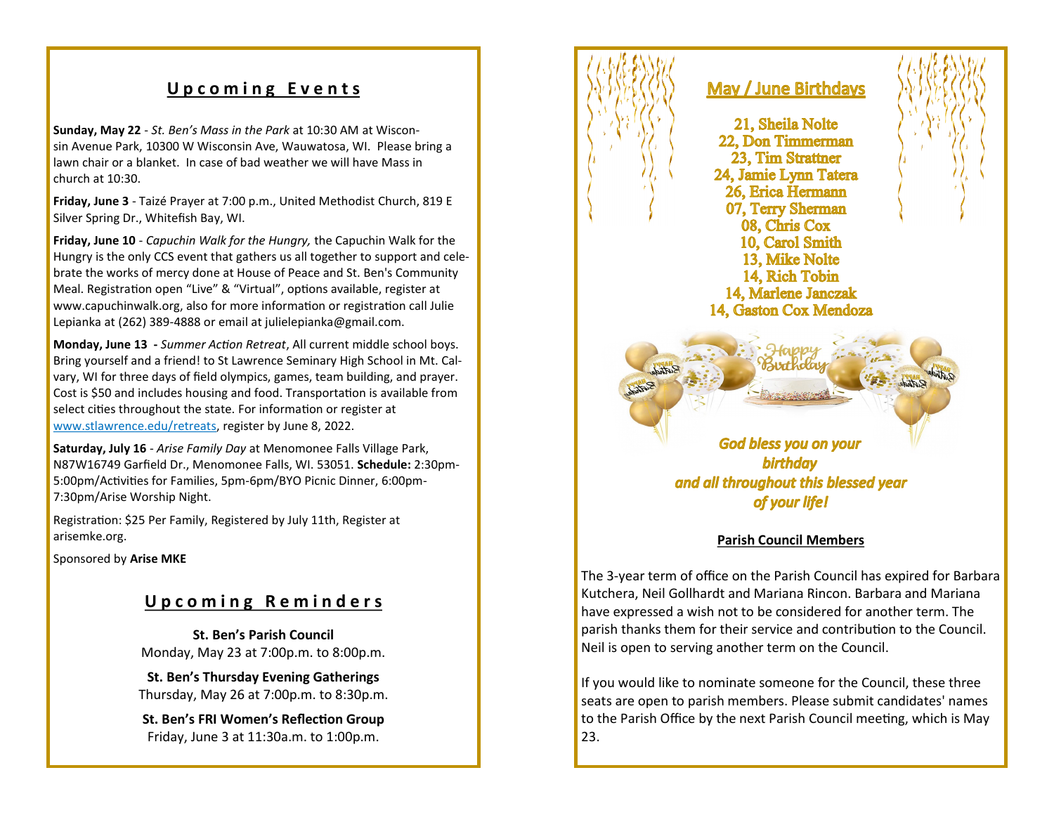## Upcoming Events

**Sunday, May 22** - *St. Ben's Mass in the Park* at 10:30 AM at Wisconsin Avenue Park, 10300 W Wisconsin Ave, Wauwatosa, WI. Please bring a lawn chair or a blanket. In case of bad weather we will have Mass in church at 10:30.

**Friday, June 3** - Taizé Prayer at 7:00 p.m., United Methodist Church, 819 E Silver Spring Dr., Whitefish Bay, WI.

**Friday, June 10** - *Capuchin Walk for the Hungry,* the Capuchin Walk for the Hungry is the only CCS event that gathers us all together to support and celebrate the works of mercy done at House of Peace and St. Ben's Community Meal. Registration open "Live" & "Virtual", options available, register at www.capuchinwalk.org, also for more information or registration call Julie Lepianka at (262) 389-4888 or email at julielepianka@gmail.com.

**Monday, June 13 -** *Summer Action Retreat*, All current middle school boys. Bring yourself and a friend! to St Lawrence Seminary High School in Mt. Calvary, WI for three days of field olympics, games, team building, and prayer. Cost is $50 and includes housing and food. Transportation is available from select cities throughout the state. For information or register at www.stlawrence.edu/retreats, register by June 8, 2022.

**Saturday, July 16** - *Arise Family Day* at Menomonee Falls Village Park, N87W16749 Garfield Dr., Menomonee Falls, WI. 53051. **Schedule:** 2:30pm-5:00pm/Activities for Families, 5pm-6pm/BYO Picnic Dinner, 6:00pm-7:30pm/Arise Worship Night.

Registration: $25 Per Family, Registered by July 11th, Register at arisemke.org.

Sponsored by **Arise MKE**

## Upcoming Reminders

**St. Ben's Parish Council**
Monday, May 23 at 7:00p.m. to 8:00p.m.

**St. Ben's Thursday Evening Gatherings**
Thursday, May 26 at 7:00p.m. to 8:30p.m.

**St. Ben's FRI Women's Reflection Group**
Friday, June 3 at 11:30a.m. to 1:00p.m.

## May / June Birthdays

21, Sheila Nolte
22, Don Timmerman
23, Tim Strattner
24, Jamie Lynn Tatera
26, Erica Hermann
07, Terry Sherman
08, Chris Cox
10, Carol Smith
13, Mike Nolte
14, Rich Tobin
14, Marlene Janczak
14, Gaston Cox Mendoza

*God bless you on your birthday and all throughout this blessed year of your life!*

**Parish Council Members**

The 3-year term of office on the Parish Council has expired for Barbara Kutchera, Neil Gollhardt and Mariana Rincon. Barbara and Mariana have expressed a wish not to be considered for another term. The parish thanks them for their service and contribution to the Council. Neil is open to serving another term on the Council.

If you would like to nominate someone for the Council, these three seats are open to parish members. Please submit candidates' names to the Parish Office by the next Parish Council meeting, which is May 23.